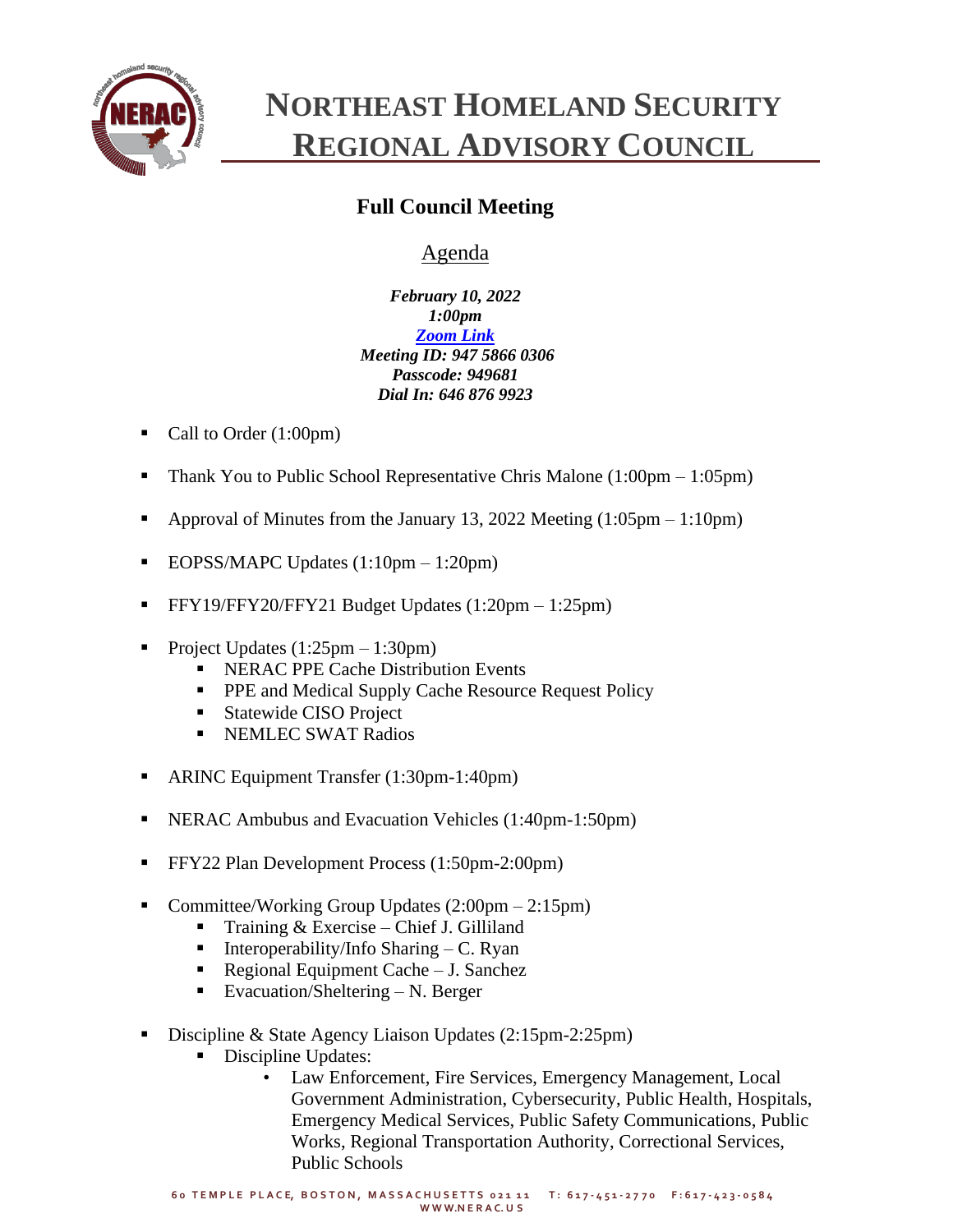# NORTHEAST HOMELAND SECURITY REGIONAL ADVISORY COUNCIL

## Full Council Meeting

### Agenda

***February 10, 2022***
***1:00pm***
***[Zoom Link]***
***Meeting ID: 947 5866 0306***
***Passcode: 949681***
***Dial In: 646 876 9923***

- Call to Order (1:00pm)
- Thank You to Public School Representative Chris Malone (1:00pm – 1:05pm)
- Approval of Minutes from the January 13, 2022 Meeting (1:05pm – 1:10pm)
- EOPSS/MAPC Updates (1:10pm – 1:20pm)
- FFY19/FFY20/FFY21 Budget Updates (1:20pm – 1:25pm)
- Project Updates (1:25pm – 1:30pm)
  - NERAC PPE Cache Distribution Events
  - PPE and Medical Supply Cache Resource Request Policy
  - Statewide CISO Project
  - NEMLEC SWAT Radios
- ARINC Equipment Transfer (1:30pm-1:40pm)
- NERAC Ambubus and Evacuation Vehicles (1:40pm-1:50pm)
- FFY22 Plan Development Process (1:50pm-2:00pm)
- Committee/Working Group Updates (2:00pm – 2:15pm)
  - Training & Exercise – Chief J. Gilliland
  - Interoperability/Info Sharing – C. Ryan
  - Regional Equipment Cache – J. Sanchez
  - Evacuation/Sheltering – N. Berger
- Discipline & State Agency Liaison Updates (2:15pm-2:25pm)
  - Discipline Updates:
    - Law Enforcement, Fire Services, Emergency Management, Local Government Administration, Cybersecurity, Public Health, Hospitals, Emergency Medical Services, Public Safety Communications, Public Works, Regional Transportation Authority, Correctional Services, Public Schools

60 TEMPLE PLACE, BOSTON, MASSACHUSETTS 02111 T: 617-451-2770 F:617-423-0584
WWW.NERAC.US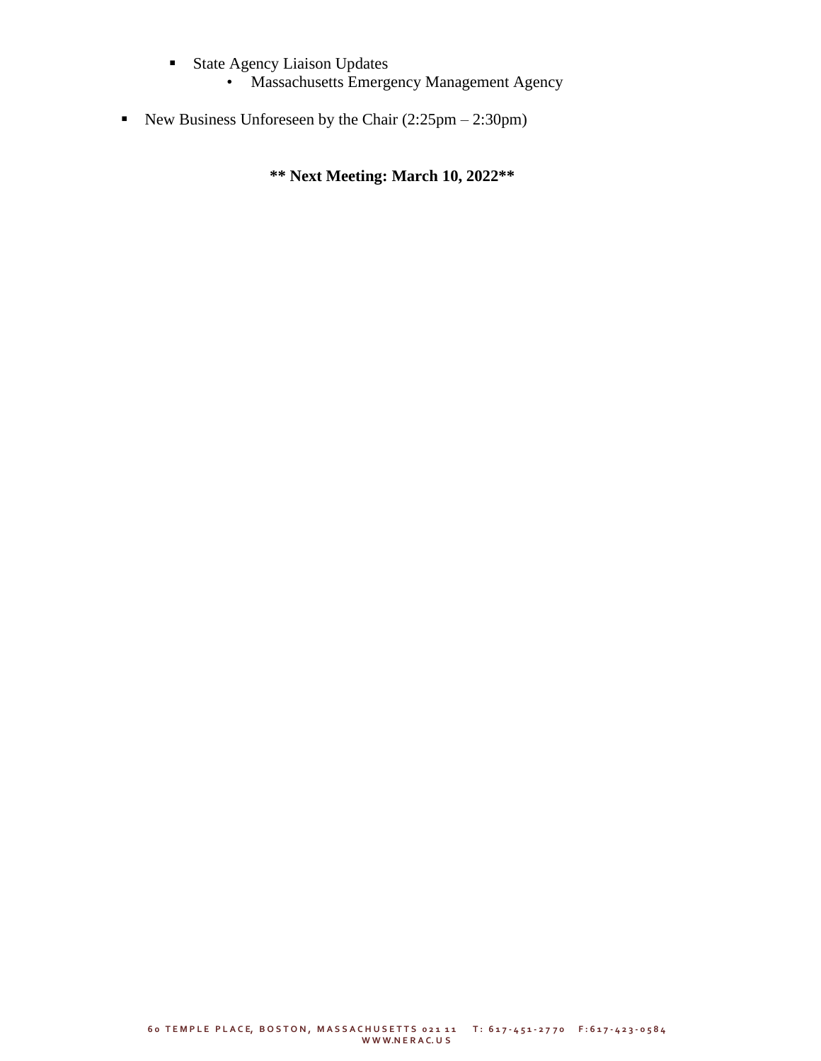- State Agency Liaison Updates
    - Massachusetts Emergency Management Agency

- New Business Unforeseen by the Chair (2:25pm – 2:30pm)

**\*\* Next Meeting: March 10, 2022\*\***